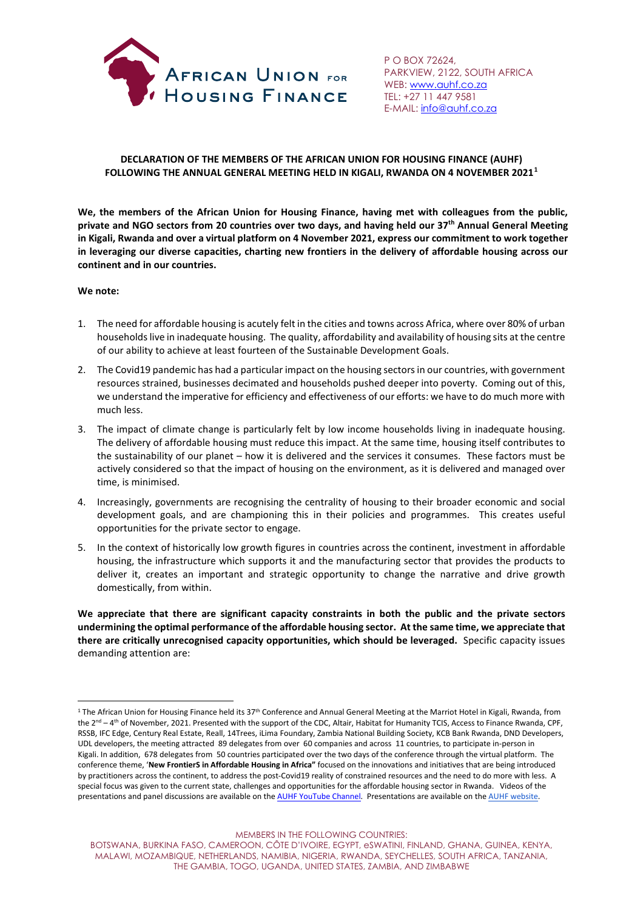**AFRICAN UNION FOR HOUSING FINANCE**

P O BOX 72624,
PARKVIEW, 2122, SOUTH AFRICA
WEB: [www.auhf.co.za](www.auhf.co.za)
TEL: +27 11 447 9581
E-MAIL: [info@auhf.co.za](mailto:info@auhf.co.za)

**DECLARATION OF THE MEMBERS OF THE AFRICAN UNION FOR HOUSING FINANCE (AUHF) FOLLOWING THE ANNUAL GENERAL MEETING HELD IN KIGALI, RWANDA ON 4 NOVEMBER 2021**[1]

**We, the members of the African Union for Housing Finance, having met with colleagues from the public, private and NGO sectors from 20 countries over two days, and having held our 37th Annual General Meeting in Kigali, Rwanda and over a virtual platform on 4 November 2021, express our commitment to work together in leveraging our diverse capacities, charting new frontiers in the delivery of affordable housing across our continent and in our countries.**

**We note:**

1. The need for affordable housing is acutely felt in the cities and towns across Africa, where over 80% of urban households live in inadequate housing. The quality, affordability and availability of housing sits at the centre of our ability to achieve at least fourteen of the Sustainable Development Goals.
2. The Covid19 pandemic has had a particular impact on the housing sectors in our countries, with government resources strained, businesses decimated and households pushed deeper into poverty. Coming out of this, we understand the imperative for efficiency and effectiveness of our efforts: we have to do much more with much less.
3. The impact of climate change is particularly felt by low income households living in inadequate housing. The delivery of affordable housing must reduce this impact. At the same time, housing itself contributes to the sustainability of our planet – how it is delivered and the services it consumes. These factors must be actively considered so that the impact of housing on the environment, as it is delivered and managed over time, is minimised.
4. Increasingly, governments are recognising the centrality of housing to their broader economic and social development goals, and are championing this in their policies and programmes. This creates useful opportunities for the private sector to engage.
5. In the context of historically low growth figures in countries across the continent, investment in affordable housing, the infrastructure which supports it and the manufacturing sector that provides the products to deliver it, creates an important and strategic opportunity to change the narrative and drive growth domestically, from within.

**We appreciate that there are significant capacity constraints in both the public and the private sectors undermining the optimal performance of the affordable housing sector. At the same time, we appreciate that there are critically unrecognised capacity opportunities, which should be leveraged.** Specific capacity issues demanding attention are:

---

[1] The African Union for Housing Finance held its 37th Conference and Annual General Meeting at the Marriot Hotel in Kigali, Rwanda, from the 2nd – 4th of November, 2021. Presented with the support of the CDC, Altair, Habitat for Humanity TCIS, Access to Finance Rwanda, CPF, RSSB, IFC Edge, Century Real Estate, Reall, 14Trees, iLima Foundary, Zambia National Building Society, KCB Bank Rwanda, DND Developers, UDL developers, the meeting attracted 89 delegates from over 60 companies and across 11 countries, to participate in-person in Kigali. In addition, 678 delegates from 50 countries participated over the two days of the conference through the virtual platform. The conference theme, '**New FrontierS in Affordable Housing in Africa"** focused on the innovations and initiatives that are being introduced by practitioners across the continent, to address the post-Covid19 reality of constrained resources and the need to do more with less. A special focus was given to the current state, challenges and opportunities for the affordable housing sector in Rwanda. Videos of the presentations and panel discussions are available on the AUHF YouTube Channel. Presentations are available on the AUHF website.

MEMBERS IN THE FOLLOWING COUNTRIES:
BOTSWANA, BURKINA FASO, CAMEROON, CÔTE D'IVOIRE, EGYPT, eSWATINI, FINLAND, GHANA, GUINEA, KENYA, MALAWI, MOZAMBIQUE, NETHERLANDS, NAMIBIA, NIGERIA, RWANDA, SEYCHELLES, SOUTH AFRICA, TANZANIA, THE GAMBIA, TOGO, UGANDA, UNITED STATES, ZAMBIA, AND ZIMBABWE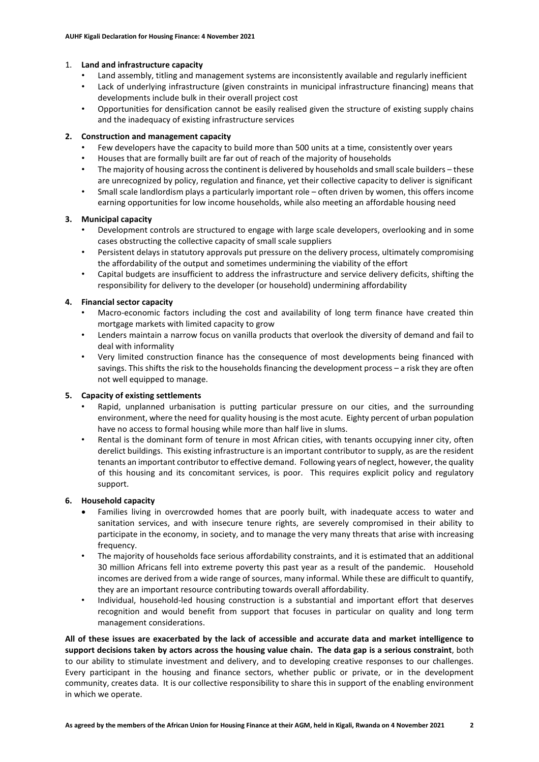1. **Land and infrastructure capacity**
   - Land assembly, titling and management systems are inconsistently available and regularly inefficient
   - Lack of underlying infrastructure (given constraints in municipal infrastructure financing) means that developments include bulk in their overall project cost
   - Opportunities for densification cannot be easily realised given the structure of existing supply chains and the inadequacy of existing infrastructure services

2. **Construction and management capacity**
   - Few developers have the capacity to build more than 500 units at a time, consistently over years
   - Houses that are formally built are far out of reach of the majority of households
   - The majority of housing across the continent is delivered by households and small scale builders – these are unrecognized by policy, regulation and finance, yet their collective capacity to deliver is significant
   - Small scale landlordism plays a particularly important role – often driven by women, this offers income earning opportunities for low income households, while also meeting an affordable housing need

3. **Municipal capacity**
   - Development controls are structured to engage with large scale developers, overlooking and in some cases obstructing the collective capacity of small scale suppliers
   - Persistent delays in statutory approvals put pressure on the delivery process, ultimately compromising the affordability of the output and sometimes undermining the viability of the effort
   - Capital budgets are insufficient to address the infrastructure and service delivery deficits, shifting the responsibility for delivery to the developer (or household) undermining affordability

4. **Financial sector capacity**
   - Macro-economic factors including the cost and availability of long term finance have created thin mortgage markets with limited capacity to grow
   - Lenders maintain a narrow focus on vanilla products that overlook the diversity of demand and fail to deal with informality
   - Very limited construction finance has the consequence of most developments being financed with savings. This shifts the risk to the households financing the development process – a risk they are often not well equipped to manage.

5. **Capacity of existing settlements**
   - Rapid, unplanned urbanisation is putting particular pressure on our cities, and the surrounding environment, where the need for quality housing is the most acute. Eighty percent of urban population have no access to formal housing while more than half live in slums.
   - Rental is the dominant form of tenure in most African cities, with tenants occupying inner city, often derelict buildings. This existing infrastructure is an important contributor to supply, as are the resident tenants an important contributor to effective demand. Following years of neglect, however, the quality of this housing and its concomitant services, is poor. This requires explicit policy and regulatory support.

6. **Household capacity**
   - Families living in overcrowded homes that are poorly built, with inadequate access to water and sanitation services, and with insecure tenure rights, are severely compromised in their ability to participate in the economy, in society, and to manage the very many threats that arise with increasing frequency.
   - The majority of households face serious affordability constraints, and it is estimated that an additional 30 million Africans fell into extreme poverty this past year as a result of the pandemic. Household incomes are derived from a wide range of sources, many informal. While these are difficult to quantify, they are an important resource contributing towards overall affordability.
   - Individual, household-led housing construction is a substantial and important effort that deserves recognition and would benefit from support that focuses in particular on quality and long term management considerations.

**All of these issues are exacerbated by the lack of accessible and accurate data and market intelligence to support decisions taken by actors across the housing value chain. The data gap is a serious constraint**, both to our ability to stimulate investment and delivery, and to developing creative responses to our challenges. Every participant in the housing and finance sectors, whether public or private, or in the development community, creates data. It is our collective responsibility to share this in support of the enabling environment in which we operate.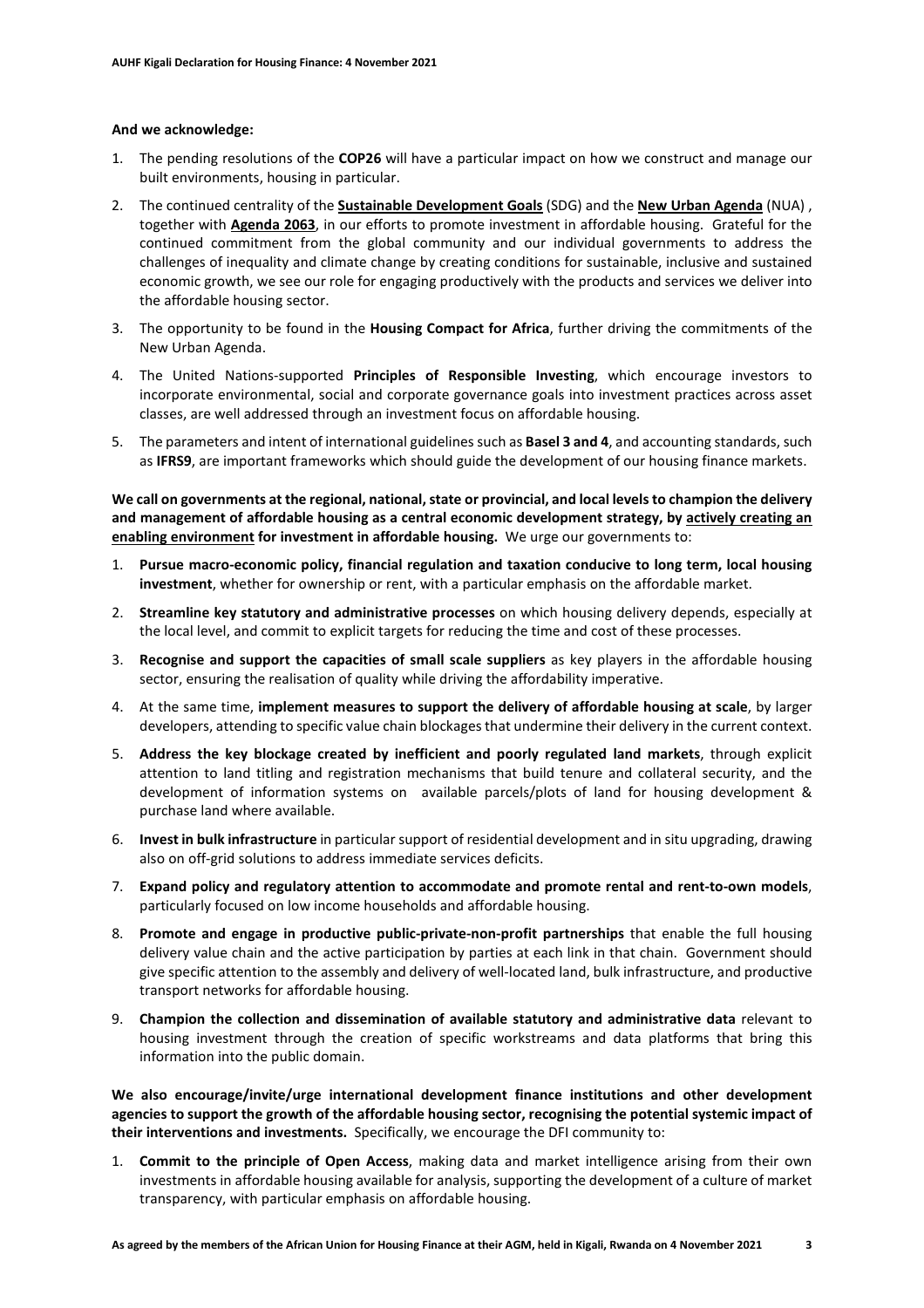**And we acknowledge:**

1. The pending resolutions of the **COP26** will have a particular impact on how we construct and manage our built environments, housing in particular.
2. The continued centrality of the **Sustainable Development Goals** (SDG) and the **New Urban Agenda** (NUA) , together with **Agenda 2063**, in our efforts to promote investment in affordable housing. Grateful for the continued commitment from the global community and our individual governments to address the challenges of inequality and climate change by creating conditions for sustainable, inclusive and sustained economic growth, we see our role for engaging productively with the products and services we deliver into the affordable housing sector.
3. The opportunity to be found in the **Housing Compact for Africa**, further driving the commitments of the New Urban Agenda.
4. The United Nations-supported **Principles of Responsible Investing**, which encourage investors to incorporate environmental, social and corporate governance goals into investment practices across asset classes, are well addressed through an investment focus on affordable housing.
5. The parameters and intent of international guidelines such as **Basel 3 and 4**, and accounting standards, such as **IFRS9**, are important frameworks which should guide the development of our housing finance markets.

**We call on governments at the regional, national, state or provincial, and local levels to champion the delivery and management of affordable housing as a central economic development strategy, by actively creating an enabling environment for investment in affordable housing.** We urge our governments to:

1. **Pursue macro-economic policy, financial regulation and taxation conducive to long term, local housing investment**, whether for ownership or rent, with a particular emphasis on the affordable market.
2. **Streamline key statutory and administrative processes** on which housing delivery depends, especially at the local level, and commit to explicit targets for reducing the time and cost of these processes.
3. **Recognise and support the capacities of small scale suppliers** as key players in the affordable housing sector, ensuring the realisation of quality while driving the affordability imperative.
4. At the same time, **implement measures to support the delivery of affordable housing at scale**, by larger developers, attending to specific value chain blockages that undermine their delivery in the current context.
5. **Address the key blockage created by inefficient and poorly regulated land markets**, through explicit attention to land titling and registration mechanisms that build tenure and collateral security, and the development of information systems on available parcels/plots of land for housing development & purchase land where available.
6. **Invest in bulk infrastructure** in particular support of residential development and in situ upgrading, drawing also on off-grid solutions to address immediate services deficits.
7. **Expand policy and regulatory attention to accommodate and promote rental and rent-to-own models**, particularly focused on low income households and affordable housing.
8. **Promote and engage in productive public-private-non-profit partnerships** that enable the full housing delivery value chain and the active participation by parties at each link in that chain. Government should give specific attention to the assembly and delivery of well-located land, bulk infrastructure, and productive transport networks for affordable housing.
9. **Champion the collection and dissemination of available statutory and administrative data** relevant to housing investment through the creation of specific workstreams and data platforms that bring this information into the public domain.

**We also encourage/invite/urge international development finance institutions and other development agencies to support the growth of the affordable housing sector, recognising the potential systemic impact of their interventions and investments.** Specifically, we encourage the DFI community to:

1. **Commit to the principle of Open Access**, making data and market intelligence arising from their own investments in affordable housing available for analysis, supporting the development of a culture of market transparency, with particular emphasis on affordable housing.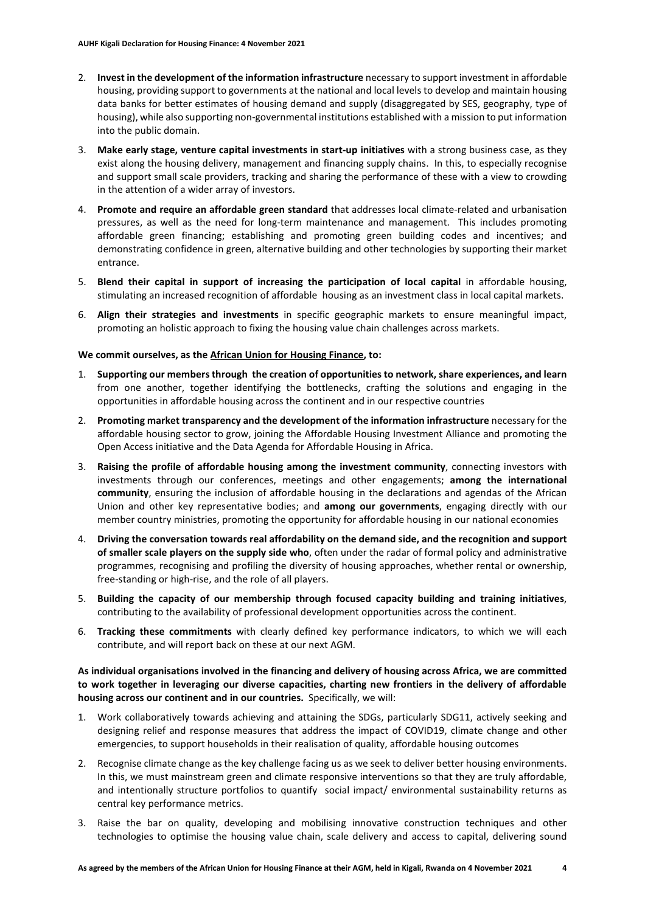2. **Invest in the development of the information infrastructure** necessary to support investment in affordable housing, providing support to governments at the national and local levels to develop and maintain housing data banks for better estimates of housing demand and supply (disaggregated by SES, geography, type of housing), while also supporting non-governmental institutions established with a mission to put information into the public domain.
3. **Make early stage, venture capital investments in start-up initiatives** with a strong business case, as they exist along the housing delivery, management and financing supply chains. In this, to especially recognise and support small scale providers, tracking and sharing the performance of these with a view to crowding in the attention of a wider array of investors.
4. **Promote and require an affordable green standard** that addresses local climate-related and urbanisation pressures, as well as the need for long-term maintenance and management. This includes promoting affordable green financing; establishing and promoting green building codes and incentives; and demonstrating confidence in green, alternative building and other technologies by supporting their market entrance.
5. **Blend their capital in support of increasing the participation of local capital** in affordable housing, stimulating an increased recognition of affordable housing as an investment class in local capital markets.
6. **Align their strategies and investments** in specific geographic markets to ensure meaningful impact, promoting an holistic approach to fixing the housing value chain challenges across markets.

**We commit ourselves, as the African Union for Housing Finance, to:**

1. **Supporting our members through the creation of opportunities to network, share experiences, and learn** from one another, together identifying the bottlenecks, crafting the solutions and engaging in the opportunities in affordable housing across the continent and in our respective countries
2. **Promoting market transparency and the development of the information infrastructure** necessary for the affordable housing sector to grow, joining the Affordable Housing Investment Alliance and promoting the Open Access initiative and the Data Agenda for Affordable Housing in Africa.
3. **Raising the profile of affordable housing among the investment community**, connecting investors with investments through our conferences, meetings and other engagements; **among the international community**, ensuring the inclusion of affordable housing in the declarations and agendas of the African Union and other key representative bodies; and **among our governments**, engaging directly with our member country ministries, promoting the opportunity for affordable housing in our national economies
4. **Driving the conversation towards real affordability on the demand side, and the recognition and support of smaller scale players on the supply side who**, often under the radar of formal policy and administrative programmes, recognising and profiling the diversity of housing approaches, whether rental or ownership, free-standing or high-rise, and the role of all players.
5. **Building the capacity of our membership through focused capacity building and training initiatives**, contributing to the availability of professional development opportunities across the continent.
6. **Tracking these commitments** with clearly defined key performance indicators, to which we will each contribute, and will report back on these at our next AGM.

**As individual organisations involved in the financing and delivery of housing across Africa, we are committed to work together in leveraging our diverse capacities, charting new frontiers in the delivery of affordable housing across our continent and in our countries.** Specifically, we will:

1. Work collaboratively towards achieving and attaining the SDGs, particularly SDG11, actively seeking and designing relief and response measures that address the impact of COVID19, climate change and other emergencies, to support households in their realisation of quality, affordable housing outcomes
2. Recognise climate change as the key challenge facing us as we seek to deliver better housing environments. In this, we must mainstream green and climate responsive interventions so that they are truly affordable, and intentionally structure portfolios to quantify social impact/ environmental sustainability returns as central key performance metrics.
3. Raise the bar on quality, developing and mobilising innovative construction techniques and other technologies to optimise the housing value chain, scale delivery and access to capital, delivering sound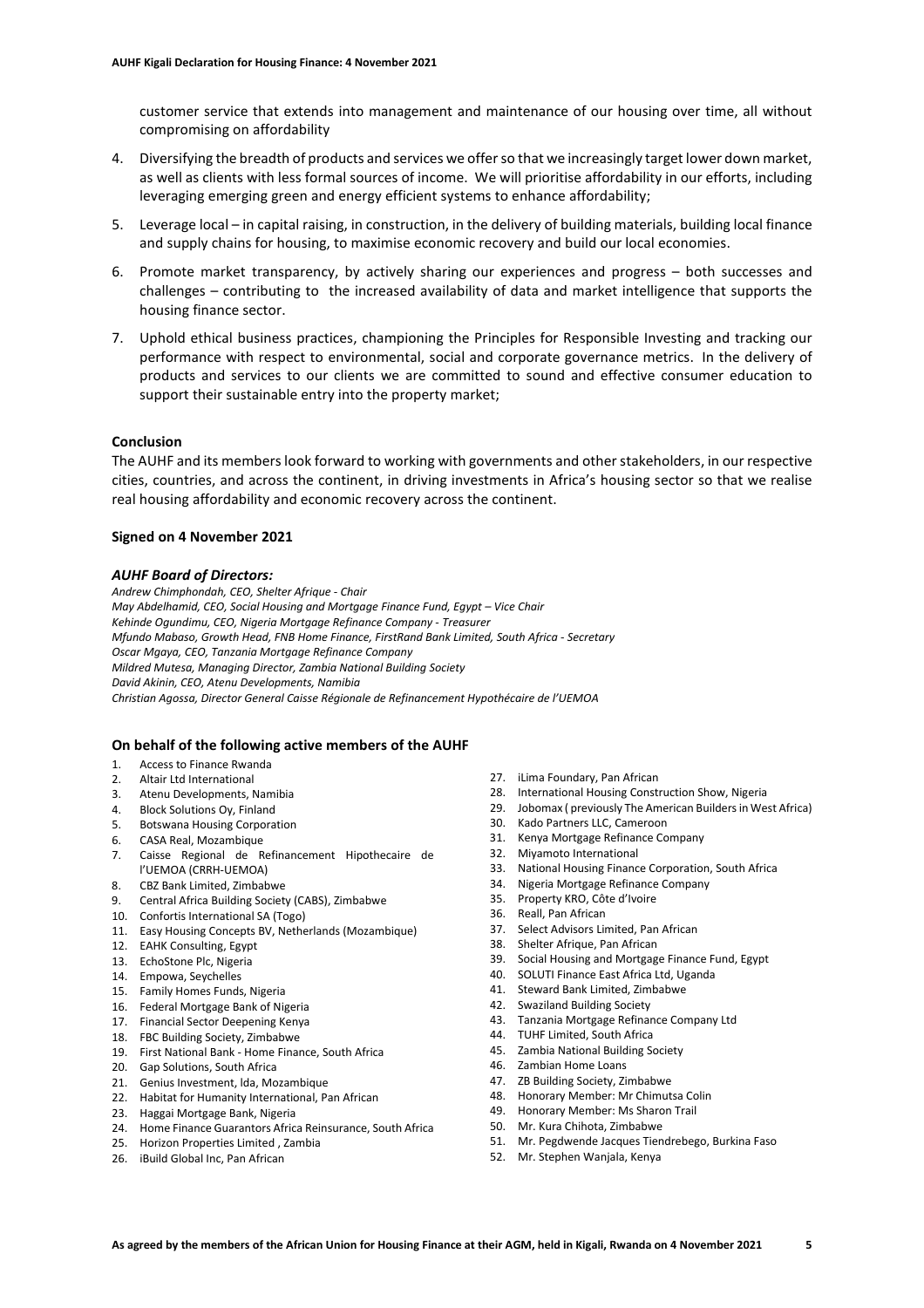customer service that extends into management and maintenance of our housing over time, all without compromising on affordability

4. Diversifying the breadth of products and services we offer so that we increasingly target lower down market, as well as clients with less formal sources of income. We will prioritise affordability in our efforts, including leveraging emerging green and energy efficient systems to enhance affordability;
5. Leverage local – in capital raising, in construction, in the delivery of building materials, building local finance and supply chains for housing, to maximise economic recovery and build our local economies.
6. Promote market transparency, by actively sharing our experiences and progress – both successes and challenges – contributing to the increased availability of data and market intelligence that supports the housing finance sector.
7. Uphold ethical business practices, championing the Principles for Responsible Investing and tracking our performance with respect to environmental, social and corporate governance metrics. In the delivery of products and services to our clients we are committed to sound and effective consumer education to support their sustainable entry into the property market;

**Conclusion**

The AUHF and its members look forward to working with governments and other stakeholders, in our respective cities, countries, and across the continent, in driving investments in Africa's housing sector so that we realise real housing affordability and economic recovery across the continent.

**Signed on 4 November 2021**

***AUHF Board of Directors:***

*Andrew Chimphondah, CEO, Shelter Afrique - Chair*
*May Abdelhamid, CEO, Social Housing and Mortgage Finance Fund, Egypt – Vice Chair*
*Kehinde Ogundimu, CEO, Nigeria Mortgage Refinance Company - Treasurer*
*Mfundo Mabaso, Growth Head, FNB Home Finance, FirstRand Bank Limited, South Africa - Secretary*
*Oscar Mgaya, CEO, Tanzania Mortgage Refinance Company*
*Mildred Mutesa, Managing Director, Zambia National Building Society*
*David Akinin, CEO, Atenu Developments, Namibia*
*Christian Agossa, Director General Caisse Régionale de Refinancement Hypothécaire de l'UEMOA*

**On behalf of the following active members of the AUHF**

1. Access to Finance Rwanda
2. Altair Ltd International
3. Atenu Developments, Namibia
4. Block Solutions Oy, Finland
5. Botswana Housing Corporation
6. CASA Real, Mozambique
7. Caisse Regional de Refinancement Hipothecaire de l'UEMOA (CRRH-UEMOA)
8. CBZ Bank Limited, Zimbabwe
9. Central Africa Building Society (CABS), Zimbabwe
10. Confortis International SA (Togo)
11. Easy Housing Concepts BV, Netherlands (Mozambique)
12. EAHK Consulting, Egypt
13. EchoStone Plc, Nigeria
14. Empowa, Seychelles
15. Family Homes Funds, Nigeria
16. Federal Mortgage Bank of Nigeria
17. Financial Sector Deepening Kenya
18. FBC Building Society, Zimbabwe
19. First National Bank - Home Finance, South Africa
20. Gap Solutions, South Africa
21. Genius Investment, lda, Mozambique
22. Habitat for Humanity International, Pan African
23. Haggai Mortgage Bank, Nigeria
24. Home Finance Guarantors Africa Reinsurance, South Africa
25. Horizon Properties Limited , Zambia
26. iBuild Global Inc, Pan African
27. iLima Foundary, Pan African
28. International Housing Construction Show, Nigeria
29. Jobomax ( previously The American Builders in West Africa)
30. Kado Partners LLC, Cameroon
31. Kenya Mortgage Refinance Company
32. Miyamoto International
33. National Housing Finance Corporation, South Africa
34. Nigeria Mortgage Refinance Company
35. Property KRO, Côte d'Ivoire
36. Reall, Pan African
37. Select Advisors Limited, Pan African
38. Shelter Afrique, Pan African
39. Social Housing and Mortgage Finance Fund, Egypt
40. SOLUTI Finance East Africa Ltd, Uganda
41. Steward Bank Limited, Zimbabwe
42. Swaziland Building Society
43. Tanzania Mortgage Refinance Company Ltd
44. TUHF Limited, South Africa
45. Zambia National Building Society
46. Zambian Home Loans
47. ZB Building Society, Zimbabwe
48. Honorary Member: Mr Chimutsa Colin
49. Honorary Member: Ms Sharon Trail
50. Mr. Kura Chihota, Zimbabwe
51. Mr. Pegdwende Jacques Tiendrebego, Burkina Faso
52. Mr. Stephen Wanjala, Kenya